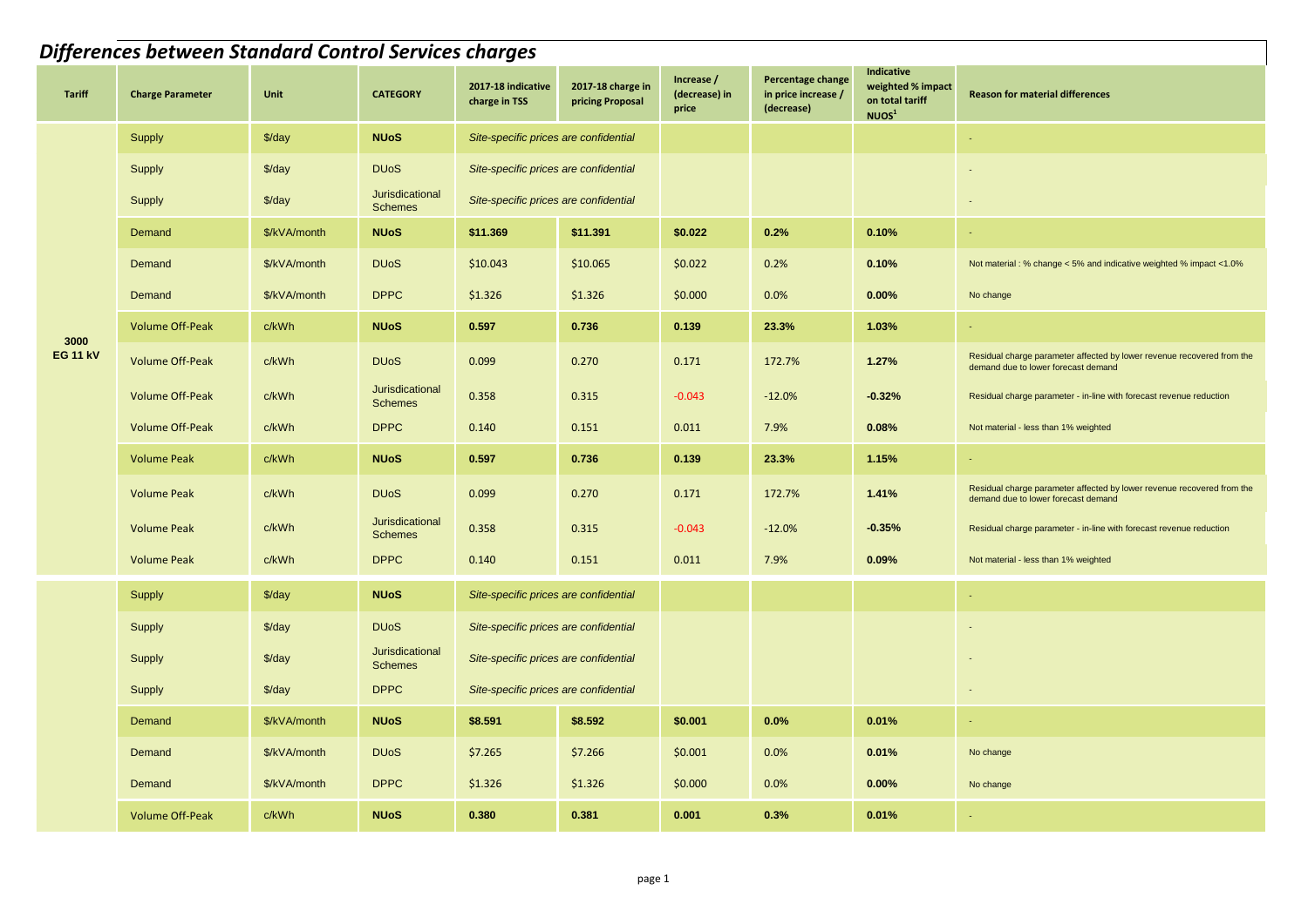## Differences between Standard Control Services charges

| Tariff | Charge Parameter | Unit | CATEGORY | 2017-18 indicative charge in TSS | 2017-18 charge in pricing Proposal | Increase / (decrease) in price | Percentage change in price increase / (decrease) | Indicative weighted % impact on total tariff NUOS[1] | Reason for material differences |
|---|---|---|---|---|---|---|---|---|---|
| 3000 EG 11 kV | Supply | $/day | **NUoS** | *Site-specific prices are confidential* | | | | | - |
| | Supply | $/day | DUoS | *Site-specific prices are confidential* | | | | | - |
| | Supply | $/day | Jurisdictional Schemes | *Site-specific prices are confidential* | | | | | - |
| | Demand | $/kVA/month | **NUoS** | **$11.369** | **$11.391** | **$0.022** | **0.2%** | **0.10%** | - |
| | Demand | $/kVA/month | DUoS | $10.043 | $10.065 | $0.022 | 0.2% | **0.10%** | Not material : % change < 5% and indicative weighted % impact <1.0% |
| | Demand | $/kVA/month | DPPC | $1.326 | $1.326 | $0.000 | 0.0% | **0.00%** | No change |
| | Volume Off-Peak | c/kWh | **NUoS** | **0.597** | **0.736** | **0.139** | **23.3%** | **1.03%** | - |
| | Volume Off-Peak | c/kWh | DUoS | 0.099 | 0.270 | 0.171 | 172.7% | **1.27%** | Residual charge parameter affected by lower revenue recovered from the demand due to lower forecast demand |
| | Volume Off-Peak | c/kWh | Jurisdictional Schemes | 0.358 | 0.315 | -0.043 | -12.0% | **-0.32%** | Residual charge parameter - in-line with forecast revenue reduction |
| | Volume Off-Peak | c/kWh | DPPC | 0.140 | 0.151 | 0.011 | 7.9% | **0.08%** | Not material - less than 1% weighted |
| | Volume Peak | c/kWh | **NUoS** | **0.597** | **0.736** | **0.139** | **23.3%** | **1.15%** | - |
| | Volume Peak | c/kWh | DUoS | 0.099 | 0.270 | 0.171 | 172.7% | **1.41%** | Residual charge parameter affected by lower revenue recovered from the demand due to lower forecast demand |
| | Volume Peak | c/kWh | Jurisdictional Schemes | 0.358 | 0.315 | -0.043 | -12.0% | **-0.35%** | Residual charge parameter - in-line with forecast revenue reduction |
| | Volume Peak | c/kWh | DPPC | 0.140 | 0.151 | 0.011 | 7.9% | **0.09%** | Not material - less than 1% weighted |
| | Supply | $/day | **NUoS** | *Site-specific prices are confidential* | | | | | - |
| | Supply | $/day | DUoS | *Site-specific prices are confidential* | | | | | - |
| | Supply | $/day | Jurisdictional Schemes | *Site-specific prices are confidential* | | | | | - |
| | Supply | $/day | DPPC | *Site-specific prices are confidential* | | | | | - |
| | Demand | $/kVA/month | **NUoS** | **$8.591** | **$8.592** | **$0.001** | **0.0%** | **0.01%** | - |
| | Demand | $/kVA/month | DUoS | $7.265 | $7.266 | $0.001 | 0.0% | **0.01%** | No change |
| | Demand | $/kVA/month | DPPC | $1.326 | $1.326 | $0.000 | 0.0% | **0.00%** | No change |
| | Volume Off-Peak | c/kWh | **NUoS** | **0.380** | **0.381** | **0.001** | **0.3%** | **0.01%** | - |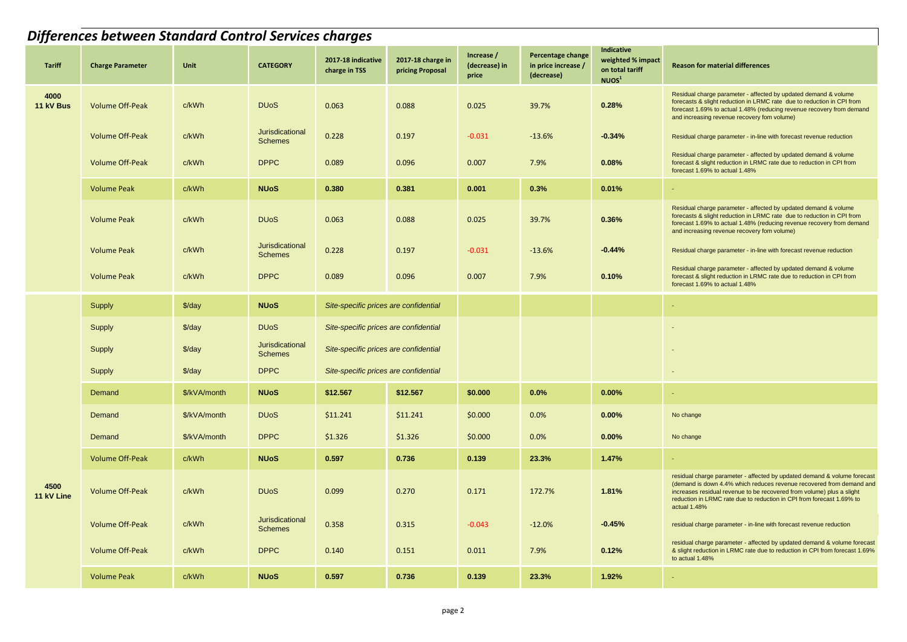## *Differences between Standard Control Services charges*

| Tariff | Charge Parameter | Unit | CATEGORY | 2017-18 indicative charge in TSS | 2017-18 charge in pricing Proposal | Increase / (decrease) in price | Percentage change in price increase / (decrease) | Indicative weighted % impact on total tariff NUOS[1] | Reason for material differences |
|---|---|---|---|---|---|---|---|---|---|
| 4000 11 kV Bus | Volume Off-Peak | c/kWh | DUoS | 0.063 | 0.088 | 0.025 | 39.7% | 0.28% | Residual charge parameter - affected by updated demand & volume forecasts & slight reduction in LRMC rate due to reduction in CPI from forecast 1.69% to actual 1.48% (reducing revenue recovery from demand and increasing revenue recovery fom volume) |
| | Volume Off-Peak | c/kWh | Jurisdictional Schemes | 0.228 | 0.197 | -0.031 | -13.6% | -0.34% | Residual charge parameter - in-line with forecast revenue reduction |
| | Volume Off-Peak | c/kWh | DPPC | 0.089 | 0.096 | 0.007 | 7.9% | 0.08% | Residual charge parameter - affected by updated demand & volume forecast & slight reduction in LRMC rate due to reduction in CPI from forecast 1.69% to actual 1.48% |
| | Volume Peak | c/kWh | **NUoS** | **0.380** | **0.381** | **0.001** | **0.3%** | **0.01%** | - |
| | Volume Peak | c/kWh | DUoS | 0.063 | 0.088 | 0.025 | 39.7% | 0.36% | Residual charge parameter - affected by updated demand & volume forecasts & slight reduction in LRMC rate due to reduction in CPI from forecast 1.69% to actual 1.48% (reducing revenue recovery from demand and increasing revenue recovery fom volume) |
| | Volume Peak | c/kWh | Jurisdictional Schemes | 0.228 | 0.197 | -0.031 | -13.6% | -0.44% | Residual charge parameter - in-line with forecast revenue reduction |
| | Volume Peak | c/kWh | DPPC | 0.089 | 0.096 | 0.007 | 7.9% | 0.10% | Residual charge parameter - affected by updated demand & volume forecast & slight reduction in LRMC rate due to reduction in CPI from forecast 1.69% to actual 1.48% |
| 4500 11 kV Line | Supply | $/day | **NUoS** | *Site-specific prices are confidential* | | | | | - |
| | Supply | $/day | DUoS | *Site-specific prices are confidential* | | | | | - |
| | Supply | $/day | Jurisdictional Schemes | *Site-specific prices are confidential* | | | | | - |
| | Supply | $/day | DPPC | *Site-specific prices are confidential* | | | | | - |
| | Demand | $/kVA/month | **NUoS** | **$12.567** | **$12.567** | **$0.000** | **0.0%** | **0.00%** | - |
| | Demand | $/kVA/month | DUoS | $11.241 | $11.241 | $0.000 | 0.0% | 0.00% | No change |
| | Demand | $/kVA/month | DPPC | $1.326 | $1.326 | $0.000 | 0.0% | 0.00% | No change |
| | Volume Off-Peak | c/kWh | **NUoS** | **0.597** | **0.736** | **0.139** | **23.3%** | **1.47%** | - |
| | Volume Off-Peak | c/kWh | DUoS | 0.099 | 0.270 | 0.171 | 172.7% | 1.81% | residual charge parameter - affected by updated demand & volume forecast (demand is down 4.4% which reduces revenue recovered from demand and increases residual revenue to be recovered from volume) plus a slight reduction in LRMC rate due to reduction in CPI from forecast 1.69% to actual 1.48% |
| | Volume Off-Peak | c/kWh | Jurisdictional Schemes | 0.358 | 0.315 | -0.043 | -12.0% | -0.45% | residual charge parameter - in-line with forecast revenue reduction |
| | Volume Off-Peak | c/kWh | DPPC | 0.140 | 0.151 | 0.011 | 7.9% | 0.12% | residual charge parameter - affected by updated demand & volume forecast & slight reduction in LRMC rate due to reduction in CPI from forecast 1.69% to actual 1.48% |
| | Volume Peak | c/kWh | **NUoS** | **0.597** | **0.736** | **0.139** | **23.3%** | **1.92%** | - |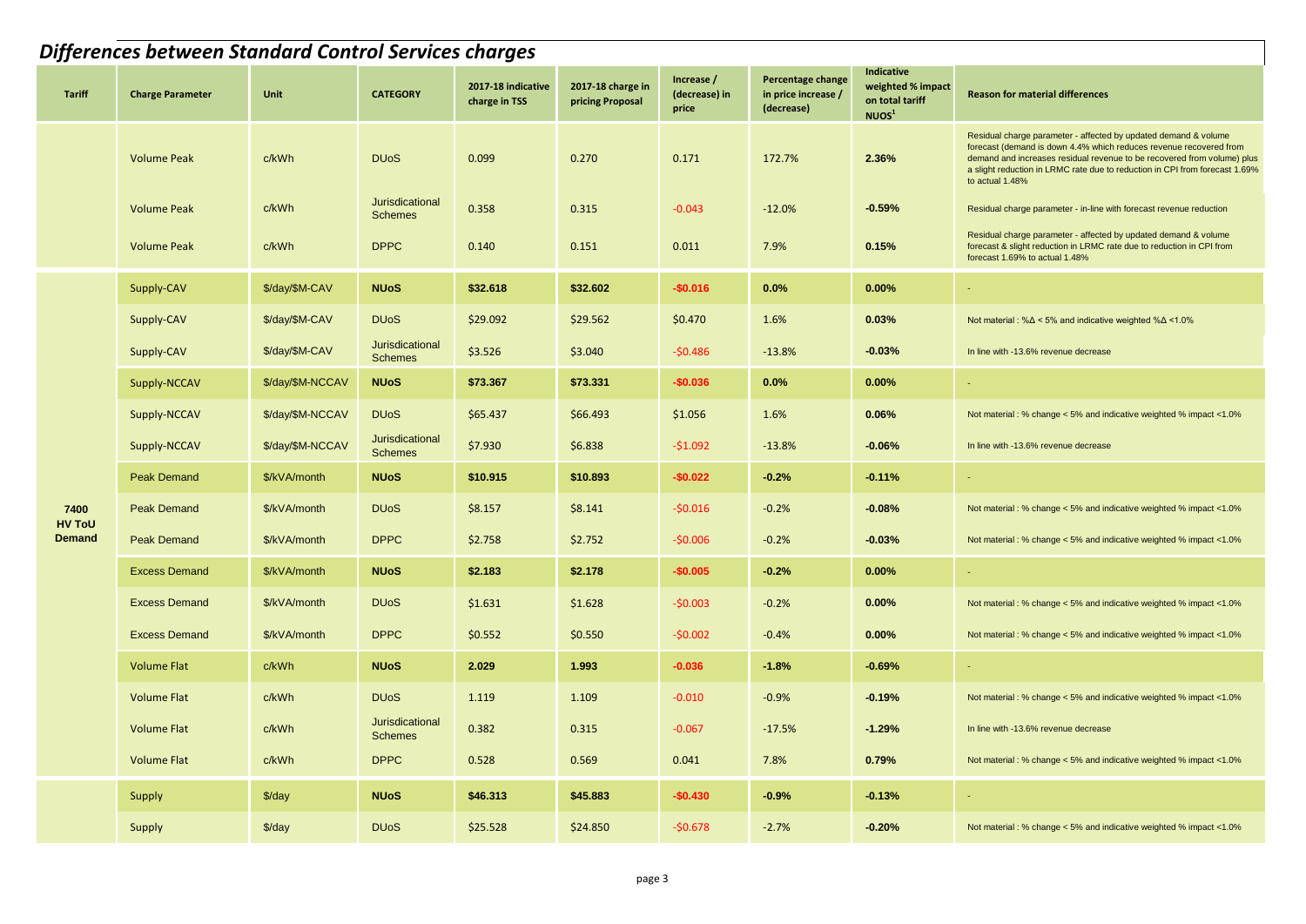# *Differences between Standard Control Services charges*

| Tariff | Charge Parameter | Unit | CATEGORY | 2017-18 indicative charge in TSS | 2017-18 charge in pricing Proposal | Increase / (decrease) in price | Percentage change in price increase / (decrease) | Indicative weighted % impact on total tariff NUOS[1] | Reason for material differences |
|---|---|---|---|---|---|---|---|---|---|
| | Volume Peak | c/kWh | DUoS | 0.099 | 0.270 | 0.171 | 172.7% | 2.36% | Residual charge parameter - affected by updated demand & volume forecast (demand is down 4.4% which reduces revenue recovered from demand and increases residual revenue to be recovered from volume) plus a slight reduction in LRMC rate due to reduction in CPI from forecast 1.69% to actual 1.48% |
| | Volume Peak | c/kWh | Jurisdictional Schemes | 0.358 | 0.315 | -0.043 | -12.0% | -0.59% | Residual charge parameter - in-line with forecast revenue reduction |
| | Volume Peak | c/kWh | DPPC | 0.140 | 0.151 | 0.011 | 7.9% | 0.15% | Residual charge parameter - affected by updated demand & volume forecast & slight reduction in LRMC rate due to reduction in CPI from forecast 1.69% to actual 1.48% |
| 7400 HV ToU Demand | Supply-CAV | $/day/$M-CAV | **NUoS** | **$32.618** | **$32.602** | **-$0.016** | **0.0%** | **0.00%** | - |
| | Supply-CAV | $/day/$M-CAV | DUoS | $29.092 | $29.562 | $0.470 | 1.6% | 0.03% | Not material : %Δ < 5% and indicative weighted %Δ <1.0% |
| | Supply-CAV | $/day/$M-CAV | Jurisdictional Schemes | $3.526 | $3.040 | -$0.486 | -13.8% | -0.03% | In line with -13.6% revenue decrease |
| | Supply-NCCAV | $/day/$M-NCCAV | **NUoS** | **$73.367** | **$73.331** | **-$0.036** | **0.0%** | **0.00%** | - |
| | Supply-NCCAV | $/day/$M-NCCAV | DUoS | $65.437 | $66.493 | $1.056 | 1.6% | 0.06% | Not material : % change < 5% and indicative weighted % impact <1.0% |
| | Supply-NCCAV | $/day/$M-NCCAV | Jurisdictional Schemes | $7.930 | $6.838 | -$1.092 | -13.8% | -0.06% | In line with -13.6% revenue decrease |
| | Peak Demand | $/kVA/month | **NUoS** | **$10.915** | **$10.893** | **-$0.022** | **-0.2%** | **-0.11%** | - |
| | Peak Demand | $/kVA/month | DUoS | $8.157 | $8.141 | -$0.016 | -0.2% | -0.08% | Not material : % change < 5% and indicative weighted % impact <1.0% |
| | Peak Demand | $/kVA/month | DPPC | $2.758 | $2.752 | -$0.006 | -0.2% | -0.03% | Not material : % change < 5% and indicative weighted % impact <1.0% |
| | Excess Demand | $/kVA/month | **NUoS** | **$2.183** | **$2.178** | **-$0.005** | **-0.2%** | **0.00%** | - |
| | Excess Demand | $/kVA/month | DUoS | $1.631 | $1.628 | -$0.003 | -0.2% | 0.00% | Not material : % change < 5% and indicative weighted % impact <1.0% |
| | Excess Demand | $/kVA/month | DPPC | $0.552 | $0.550 | -$0.002 | -0.4% | 0.00% | Not material : % change < 5% and indicative weighted % impact <1.0% |
| | Volume Flat | c/kWh | **NUoS** | **2.029** | **1.993** | **-0.036** | **-1.8%** | **-0.69%** | - |
| | Volume Flat | c/kWh | DUoS | 1.119 | 1.109 | -0.010 | -0.9% | -0.19% | Not material : % change < 5% and indicative weighted % impact <1.0% |
| | Volume Flat | c/kWh | Jurisdictional Schemes | 0.382 | 0.315 | -0.067 | -17.5% | -1.29% | In line with -13.6% revenue decrease |
| | Volume Flat | c/kWh | DPPC | 0.528 | 0.569 | 0.041 | 7.8% | 0.79% | Not material : % change < 5% and indicative weighted % impact <1.0% |
| | Supply | $/day | **NUoS** | **$46.313** | **$45.883** | **-$0.430** | **-0.9%** | **-0.13%** | - |
| | Supply | $/day | DUoS | $25.528 | $24.850 | -$0.678 | -2.7% | -0.20% | Not material : % change < 5% and indicative weighted % impact <1.0% |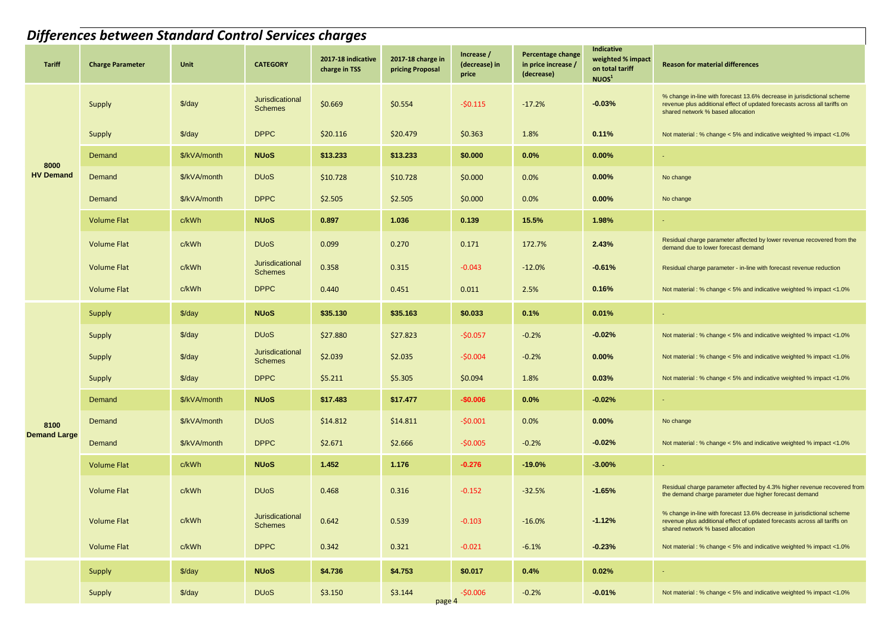## *Differences between Standard Control Services charges*

| Tariff | Charge Parameter | Unit | CATEGORY | 2017-18 indicative charge in TSS | 2017-18 charge in pricing Proposal | Increase / (decrease) in price | Percentage change in price increase / (decrease) | Indicative weighted % impact on total tariff NUOS[1] | Reason for material differences |
|---|---|---|---|---|---|---|---|---|---|
| 8000 HV Demand | Supply | $/day | Jurisdictional Schemes | $0.669 | $0.554 | -$0.115 | -17.2% | -0.03% | % change in-line with forecast 13.6% decrease in jurisdictional scheme revenue plus additional effect of updated forecasts across all tariffs on shared network % based allocation |
| | Supply | $/day | DPPC | $20.116 | $20.479 | $0.363 | 1.8% | 0.11% | Not material : % change < 5% and indicative weighted % impact <1.0% |
| | **Demand** | **$/kVA/month** | **NUoS** | **$13.233** | **$13.233** | **$0.000** | **0.0%** | **0.00%** | - |
| | Demand | $/kVA/month | DUoS | $10.728 | $10.728 | $0.000 | 0.0% | 0.00% | No change |
| | Demand | $/kVA/month | DPPC | $2.505 | $2.505 | $0.000 | 0.0% | 0.00% | No change |
| | **Volume Flat** | **c/kWh** | **NUoS** | **0.897** | **1.036** | **0.139** | **15.5%** | **1.98%** | - |
| | Volume Flat | c/kWh | DUoS | 0.099 | 0.270 | 0.171 | 172.7% | 2.43% | Residual charge parameter affected by lower revenue recovered from the demand due to lower forecast demand |
| | Volume Flat | c/kWh | Jurisdictional Schemes | 0.358 | 0.315 | -0.043 | -12.0% | -0.61% | Residual charge parameter - in-line with forecast revenue reduction |
| | Volume Flat | c/kWh | DPPC | 0.440 | 0.451 | 0.011 | 2.5% | 0.16% | Not material : % change < 5% and indicative weighted % impact <1.0% |
| 8100 Demand Large | **Supply** | **$/day** | **NUoS** | **$35.130** | **$35.163** | **$0.033** | **0.1%** | **0.01%** | - |
| | Supply | $/day | DUoS | $27.880 | $27.823 | -$0.057 | -0.2% | -0.02% | Not material : % change < 5% and indicative weighted % impact <1.0% |
| | Supply | $/day | Jurisdictional Schemes | $2.039 | $2.035 | -$0.004 | -0.2% | 0.00% | Not material : % change < 5% and indicative weighted % impact <1.0% |
| | Supply | $/day | DPPC | $5.211 | $5.305 | $0.094 | 1.8% | 0.03% | Not material : % change < 5% and indicative weighted % impact <1.0% |
| | **Demand** | **$/kVA/month** | **NUoS** | **$17.483** | **$17.477** | **-$0.006** | **0.0%** | **-0.02%** | - |
| | Demand | $/kVA/month | DUoS | $14.812 | $14.811 | -$0.001 | 0.0% | 0.00% | No change |
| | Demand | $/kVA/month | DPPC | $2.671 | $2.666 | -$0.005 | -0.2% | -0.02% | Not material : % change < 5% and indicative weighted % impact <1.0% |
| | **Volume Flat** | **c/kWh** | **NUoS** | **1.452** | **1.176** | **-0.276** | **-19.0%** | **-3.00%** | - |
| | Volume Flat | c/kWh | DUoS | 0.468 | 0.316 | -0.152 | -32.5% | -1.65% | Residual charge parameter affected by 4.3% higher revenue recovered from the demand charge parameter due higher forecast demand |
| | Volume Flat | c/kWh | Jurisdictional Schemes | 0.642 | 0.539 | -0.103 | -16.0% | -1.12% | % change in-line with forecast 13.6% decrease in jurisdictional scheme revenue plus additional effect of updated forecasts across all tariffs on shared network % based allocation |
| | Volume Flat | c/kWh | DPPC | 0.342 | 0.321 | -0.021 | -6.1% | -0.23% | Not material : % change < 5% and indicative weighted % impact <1.0% |
| | **Supply** | **$/day** | **NUoS** | **$4.736** | **$4.753** | **$0.017** | **0.4%** | **0.02%** | - |
| | Supply | $/day | DUoS | $3.150 | $3.144 | -$0.006 | -0.2% | -0.01% | Not material : % change < 5% and indicative weighted % impact <1.0% |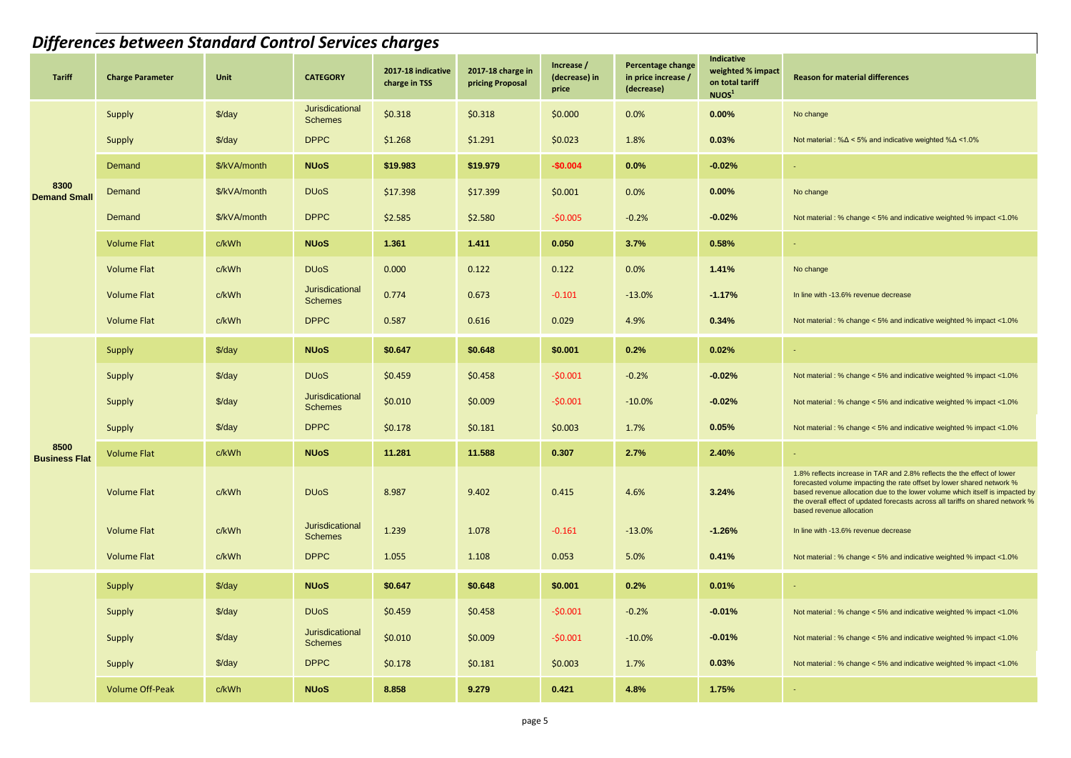## *Differences between Standard Control Services charges*

| Tariff | Charge Parameter | Unit | CATEGORY | 2017-18 indicative charge in TSS | 2017-18 charge in pricing Proposal | Increase / (decrease) in price | Percentage change in price increase / (decrease) | Indicative weighted % impact on total tariff NUOS[1] | Reason for material differences |
|---|---|---|---|---|---|---|---|---|---|
| **8300 Demand Small** | Supply | $/day | Jurisdictional Schemes | $0.318 | $0.318 | $0.000 | 0.0% | **0.00%** | No change |
| | Supply | $/day | DPPC | $1.268 | $1.291 | $0.023 | 1.8% | **0.03%** | Not material : %Δ < 5% and indicative weighted %Δ <1.0% |
| | Demand | $/kVA/month | **NUoS** | **$19.983** | **$19.979** | **-$0.004** | **0.0%** | **-0.02%** | - |
| | Demand | $/kVA/month | DUoS | $17.398 | $17.399 | $0.001 | 0.0% | **0.00%** | No change |
| | Demand | $/kVA/month | DPPC | $2.585 | $2.580 | -$0.005 | -0.2% | **-0.02%** | Not material : % change < 5% and indicative weighted % impact <1.0% |
| | Volume Flat | c/kWh | **NUoS** | **1.361** | **1.411** | **0.050** | **3.7%** | **0.58%** | - |
| | Volume Flat | c/kWh | DUoS | 0.000 | 0.122 | 0.122 | 0.0% | **1.41%** | No change |
| | Volume Flat | c/kWh | Jurisdictional Schemes | 0.774 | 0.673 | -0.101 | -13.0% | **-1.17%** | In line with -13.6% revenue decrease |
| | Volume Flat | c/kWh | DPPC | 0.587 | 0.616 | 0.029 | 4.9% | **0.34%** | Not material : % change < 5% and indicative weighted % impact <1.0% |
| **8500 Business Flat** | Supply | $/day | **NUoS** | **$0.647** | **$0.648** | **$0.001** | **0.2%** | **0.02%** | - |
| | Supply | $/day | DUoS | $0.459 | $0.458 | -$0.001 | -0.2% | **-0.02%** | Not material : % change < 5% and indicative weighted % impact <1.0% |
| | Supply | $/day | Jurisdictional Schemes | $0.010 | $0.009 | -$0.001 | -10.0% | **-0.02%** | Not material : % change < 5% and indicative weighted % impact <1.0% |
| | Supply | $/day | DPPC | $0.178 | $0.181 | $0.003 | 1.7% | **0.05%** | Not material : % change < 5% and indicative weighted % impact <1.0% |
| | Volume Flat | c/kWh | **NUoS** | **11.281** | **11.588** | **0.307** | **2.7%** | **2.40%** | - |
| | Volume Flat | c/kWh | DUoS | 8.987 | 9.402 | 0.415 | 4.6% | **3.24%** | 1.8% reflects increase in TAR and 2.8% reflects the the effect of lower forecasted volume impacting the rate offset by lower shared network % based revenue allocation due to the lower volume which itself is impacted by the overall effect of updated forecasts across all tariffs on shared network % based revenue allocation |
| | Volume Flat | c/kWh | Jurisdictional Schemes | 1.239 | 1.078 | -0.161 | -13.0% | **-1.26%** | In line with -13.6% revenue decrease |
| | Volume Flat | c/kWh | DPPC | 1.055 | 1.108 | 0.053 | 5.0% | **0.41%** | Not material : % change < 5% and indicative weighted % impact <1.0% |
| | Supply | $/day | **NUoS** | **$0.647** | **$0.648** | **$0.001** | **0.2%** | **0.01%** | - |
| | Supply | $/day | DUoS | $0.459 | $0.458 | -$0.001 | -0.2% | **-0.01%** | Not material : % change < 5% and indicative weighted % impact <1.0% |
| | Supply | $/day | Jurisdictional Schemes | $0.010 | $0.009 | -$0.001 | -10.0% | **-0.01%** | Not material : % change < 5% and indicative weighted % impact <1.0% |
| | Supply | $/day | DPPC | $0.178 | $0.181 | $0.003 | 1.7% | **0.03%** | Not material : % change < 5% and indicative weighted % impact <1.0% |
| | Volume Off-Peak | c/kWh | **NUoS** | **8.858** | **9.279** | **0.421** | **4.8%** | **1.75%** | - |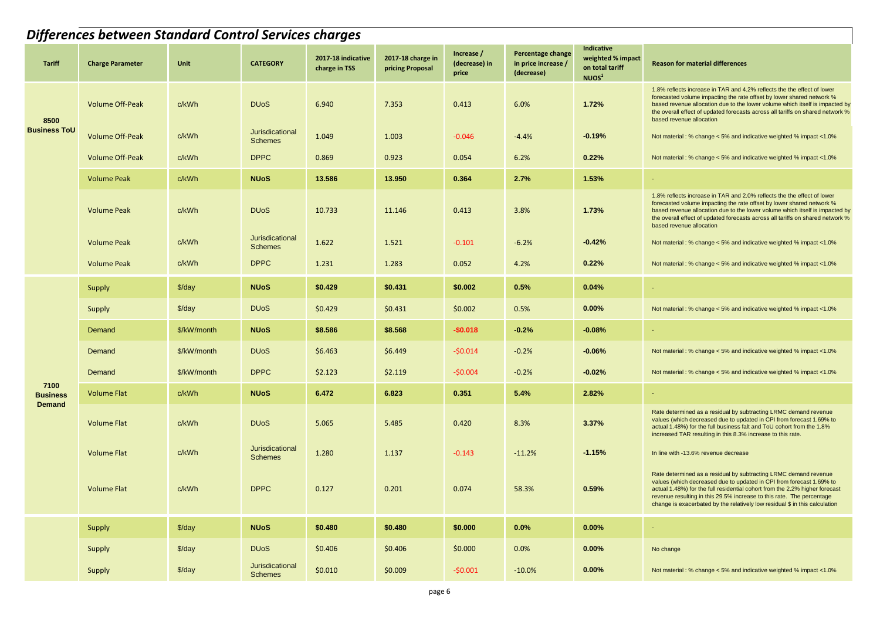## *Differences between Standard Control Services charges*

| Tariff | Charge Parameter | Unit | CATEGORY | 2017-18 indicative charge in TSS | 2017-18 charge in pricing Proposal | Increase / (decrease) in price | Percentage change in price increase / (decrease) | Indicative weighted % impact on total tariff NUOS[1] | Reason for material differences |
|---|---|---|---|---|---|---|---|---|---|
| 8500 Business ToU | Volume Off-Peak | c/kWh | DUoS | 6.940 | 7.353 | 0.413 | 6.0% | 1.72% | 1.8% reflects increase in TAR and 4.2% reflects the the effect of lower forecasted volume impacting the rate offset by lower shared network % based revenue allocation due to the lower volume which itself is impacted by the overall effect of updated forecasts across all tariffs on shared network % based revenue allocation |
| | Volume Off-Peak | c/kWh | Jurisdictional Schemes | 1.049 | 1.003 | -0.046 | -4.4% | -0.19% | Not material : % change < 5% and indicative weighted % impact <1.0% |
| | Volume Off-Peak | c/kWh | DPPC | 0.869 | 0.923 | 0.054 | 6.2% | 0.22% | Not material : % change < 5% and indicative weighted % impact <1.0% |
| | **Volume Peak** | c/kWh | **NUoS** | **13.586** | **13.950** | **0.364** | **2.7%** | **1.53%** | - |
| | Volume Peak | c/kWh | DUoS | 10.733 | 11.146 | 0.413 | 3.8% | 1.73% | 1.8% reflects increase in TAR and 2.0% reflects the the effect of lower forecasted volume impacting the rate offset by lower shared network % based revenue allocation due to the lower volume which itself is impacted by the overall effect of updated forecasts across all tariffs on shared network % based revenue allocation |
| | Volume Peak | c/kWh | Jurisdictional Schemes | 1.622 | 1.521 | -0.101 | -6.2% | -0.42% | Not material : % change < 5% and indicative weighted % impact <1.0% |
| | Volume Peak | c/kWh | DPPC | 1.231 | 1.283 | 0.052 | 4.2% | 0.22% | Not material : % change < 5% and indicative weighted % impact <1.0% |
| 7100 Business Demand | **Supply** | $/day | **NUoS** | **$0.429** | **$0.431** | **$0.002** | **0.5%** | **0.04%** | - |
| | Supply | $/day | DUoS | $0.429 | $0.431 | $0.002 | 0.5% | 0.00% | Not material : % change < 5% and indicative weighted % impact <1.0% |
| | **Demand** | $/kW/month | **NUoS** | **$8.586** | **$8.568** | **-$0.018** | **-0.2%** | **-0.08%** | - |
| | Demand | $/kW/month | DUoS | $6.463 | $6.449 | -$0.014 | -0.2% | -0.06% | Not material : % change < 5% and indicative weighted % impact <1.0% |
| | Demand | $/kW/month | DPPC | $2.123 | $2.119 | -$0.004 | -0.2% | -0.02% | Not material : % change < 5% and indicative weighted % impact <1.0% |
| | **Volume Flat** | c/kWh | **NUoS** | **6.472** | **6.823** | **0.351** | **5.4%** | **2.82%** | - |
| | Volume Flat | c/kWh | DUoS | 5.065 | 5.485 | 0.420 | 8.3% | 3.37% | Rate determined as a residual by subtracting LRMC demand revenue values (which decreased due to updated in CPI from forecast 1.69% to actual 1.48%) for the full business falt and ToU cohort from the 1.8% increased TAR resulting in this 8.3% increase to this rate. |
| | Volume Flat | c/kWh | Jurisdictional Schemes | 1.280 | 1.137 | -0.143 | -11.2% | -1.15% | In line with -13.6% revenue decrease |
| | Volume Flat | c/kWh | DPPC | 0.127 | 0.201 | 0.074 | 58.3% | 0.59% | Rate determined as a residual by subtracting LRMC demand revenue values (which decreased due to updated in CPI from forecast 1.69% to actual 1.48%) for the full residential cohort from the 2.2% higher forecast revenue resulting in this 29.5% increase to this rate. The percentage change is exacerbated by the relatively low residual $ in this calculation |
| | **Supply** | $/day | **NUoS** | **$0.480** | **$0.480** | **$0.000** | **0.0%** | **0.00%** | - |
| | Supply | $/day | DUoS | $0.406 | $0.406 | $0.000 | 0.0% | 0.00% | No change |
| | Supply | $/day | Jurisdictional Schemes | $0.010 | $0.009 | -$0.001 | -10.0% | 0.00% | Not material : % change < 5% and indicative weighted % impact <1.0% |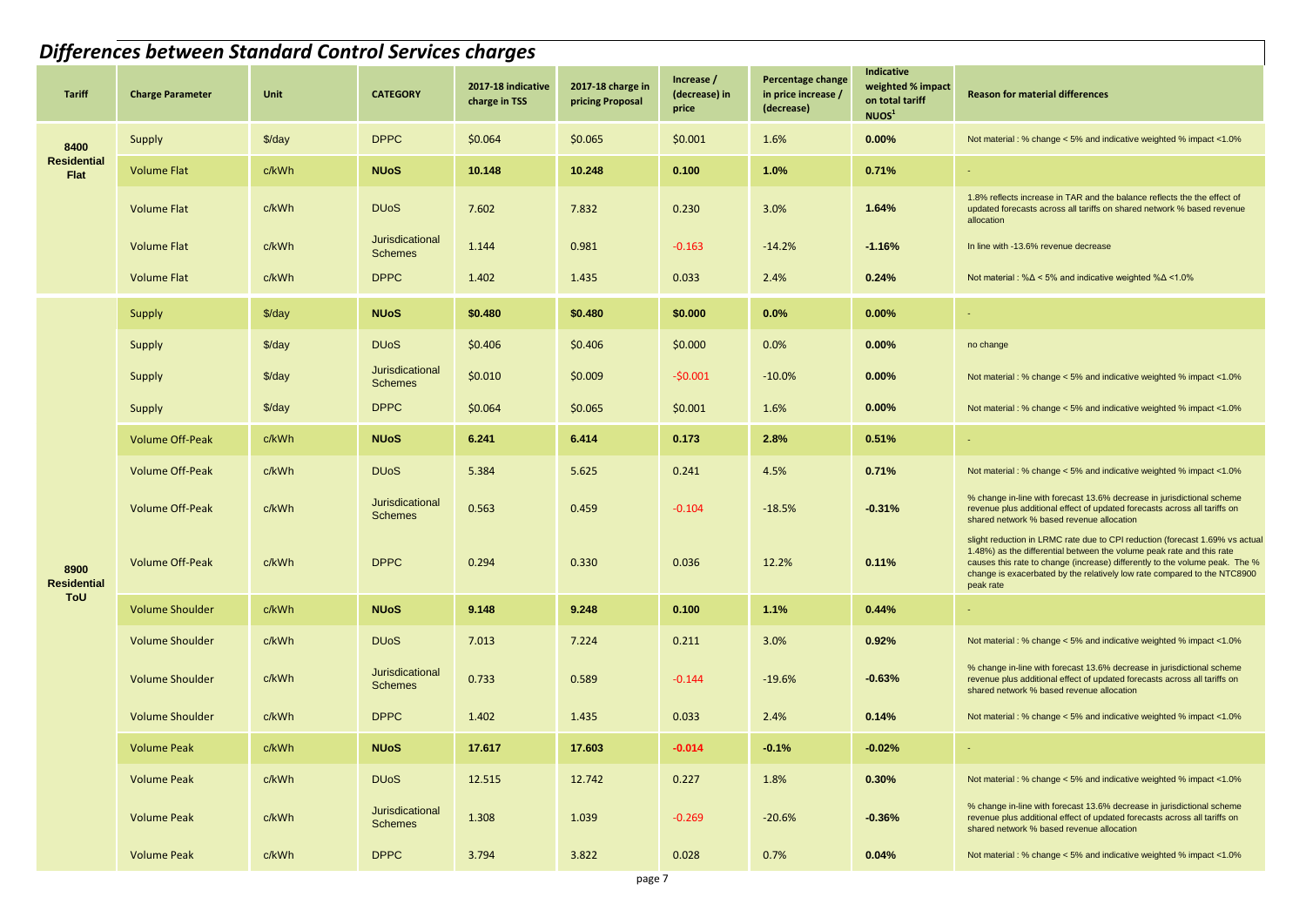# Differences between Standard Control Services charges

| Tariff | Charge Parameter | Unit | CATEGORY | 2017-18 indicative charge in TSS | 2017-18 charge in pricing Proposal | Increase / (decrease) in price | Percentage change in price increase / (decrease) | Indicative weighted % impact on total tariff NUOS[1] | Reason for material differences |
|---|---|---|---|---|---|---|---|---|---|
| 8400 Residential Flat | Supply | $/day | DPPC | $0.064 | $0.065 | $0.001 | 1.6% | 0.00% | Not material : % change < 5% and indicative weighted % impact <1.0% |
| | Volume Flat | c/kWh | **NUoS** | **10.148** | **10.248** | **0.100** | **1.0%** | **0.71%** | - |
| | Volume Flat | c/kWh | DUoS | 7.602 | 7.832 | 0.230 | 3.0% | 1.64% | 1.8% reflects increase in TAR and the balance reflects the the effect of updated forecasts across all tariffs on shared network % based revenue allocation |
| | Volume Flat | c/kWh | Jurisdictional Schemes | 1.144 | 0.981 | -0.163 | -14.2% | -1.16% | In line with -13.6% revenue decrease |
| | Volume Flat | c/kWh | DPPC | 1.402 | 1.435 | 0.033 | 2.4% | 0.24% | Not material : %Δ < 5% and indicative weighted %Δ <1.0% |
| 8900 Residential ToU | Supply | $/day | **NUoS** | **$0.480** | **$0.480** | **$0.000** | **0.0%** | **0.00%** | - |
| | Supply | $/day | DUoS | $0.406 | $0.406 | $0.000 | 0.0% | 0.00% | no change |
| | Supply | $/day | Jurisdictional Schemes | $0.010 | $0.009 | -$0.001 | -10.0% | 0.00% | Not material : % change < 5% and indicative weighted % impact <1.0% |
| | Supply | $/day | DPPC | $0.064 | $0.065 | $0.001 | 1.6% | 0.00% | Not material : % change < 5% and indicative weighted % impact <1.0% |
| | Volume Off-Peak | c/kWh | **NUoS** | **6.241** | **6.414** | **0.173** | **2.8%** | **0.51%** | - |
| | Volume Off-Peak | c/kWh | DUoS | 5.384 | 5.625 | 0.241 | 4.5% | 0.71% | Not material : % change < 5% and indicative weighted % impact <1.0% |
| | Volume Off-Peak | c/kWh | Jurisdictional Schemes | 0.563 | 0.459 | -0.104 | -18.5% | -0.31% | % change in-line with forecast 13.6% decrease in jurisdictional scheme revenue plus additional effect of updated forecasts across all tariffs on shared network % based revenue allocation |
| | Volume Off-Peak | c/kWh | DPPC | 0.294 | 0.330 | 0.036 | 12.2% | 0.11% | slight reduction in LRMC rate due to CPI reduction (forecast 1.69% vs actual 1.48%) as the differential between the volume peak rate and this rate causes this rate to change (increase) differently to the volume peak. The % change is exacerbated by the relatively low rate compared to the NTC8900 peak rate |
| | Volume Shoulder | c/kWh | **NUoS** | **9.148** | **9.248** | **0.100** | **1.1%** | **0.44%** | - |
| | Volume Shoulder | c/kWh | DUoS | 7.013 | 7.224 | 0.211 | 3.0% | 0.92% | Not material : % change < 5% and indicative weighted % impact <1.0% |
| | Volume Shoulder | c/kWh | Jurisdictional Schemes | 0.733 | 0.589 | -0.144 | -19.6% | -0.63% | % change in-line with forecast 13.6% decrease in jurisdictional scheme revenue plus additional effect of updated forecasts across all tariffs on shared network % based revenue allocation |
| | Volume Shoulder | c/kWh | DPPC | 1.402 | 1.435 | 0.033 | 2.4% | 0.14% | Not material : % change < 5% and indicative weighted % impact <1.0% |
| | Volume Peak | c/kWh | **NUoS** | **17.617** | **17.603** | **-0.014** | **-0.1%** | **-0.02%** | - |
| | Volume Peak | c/kWh | DUoS | 12.515 | 12.742 | 0.227 | 1.8% | 0.30% | Not material : % change < 5% and indicative weighted % impact <1.0% |
| | Volume Peak | c/kWh | Jurisdictional Schemes | 1.308 | 1.039 | -0.269 | -20.6% | -0.36% | % change in-line with forecast 13.6% decrease in jurisdictional scheme revenue plus additional effect of updated forecasts across all tariffs on shared network % based revenue allocation |
| | Volume Peak | c/kWh | DPPC | 3.794 | 3.822 | 0.028 | 0.7% | 0.04% | Not material : % change < 5% and indicative weighted % impact <1.0% |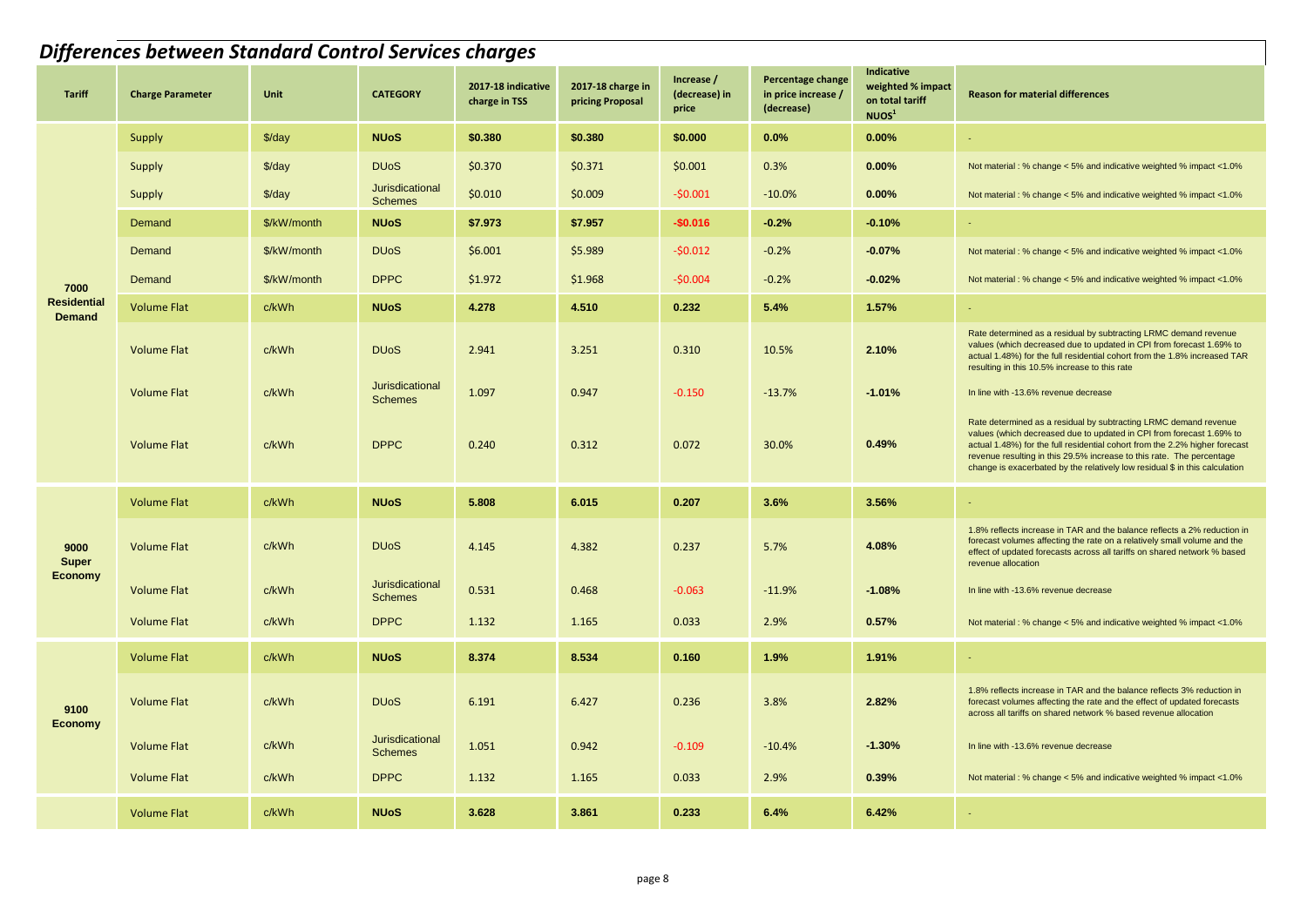# *Differences between Standard Control Services charges*

| Tariff | Charge Parameter | Unit | CATEGORY | 2017-18 indicative charge in TSS | 2017-18 charge in pricing Proposal | Increase / (decrease) in price | Percentage change in price increase / (decrease) | Indicative weighted % impact on total tariff NUOS[1] | Reason for material differences |
|---|---|---|---|---|---|---|---|---|---|
| 7000 Residential Demand | Supply | $/day | **NUoS** | **$0.380** | **$0.380** | **$0.000** | **0.0%** | **0.00%** | - |
| | Supply | $/day | DUoS | $0.370 | $0.371 | $0.001 | 0.3% | **0.00%** | Not material : % change < 5% and indicative weighted % impact <1.0% |
| | Supply | $/day | Jurisdictional Schemes | $0.010 | $0.009 | -$0.001 | -10.0% | **0.00%** | Not material : % change < 5% and indicative weighted % impact <1.0% |
| | Demand | $/kW/month | **NUoS** | **$7.973** | **$7.957** | **-$0.016** | **-0.2%** | **-0.10%** | - |
| | Demand | $/kW/month | DUoS | $6.001 | $5.989 | -$0.012 | -0.2% | **-0.07%** | Not material : % change < 5% and indicative weighted % impact <1.0% |
| | Demand | $/kW/month | DPPC | $1.972 | $1.968 | -$0.004 | -0.2% | **-0.02%** | Not material : % change < 5% and indicative weighted % impact <1.0% |
| | Volume Flat | c/kWh | **NUoS** | **4.278** | **4.510** | **0.232** | **5.4%** | **1.57%** | - |
| | Volume Flat | c/kWh | DUoS | 2.941 | 3.251 | 0.310 | 10.5% | **2.10%** | Rate determined as a residual by subtracting LRMC demand revenue values (which decreased due to updated in CPI from forecast 1.69% to actual 1.48%) for the full residential cohort from the 1.8% increased TAR resulting in this 10.5% increase to this rate |
| | Volume Flat | c/kWh | Jurisdictional Schemes | 1.097 | 0.947 | -0.150 | -13.7% | **-1.01%** | In line with -13.6% revenue decrease |
| | Volume Flat | c/kWh | DPPC | 0.240 | 0.312 | 0.072 | 30.0% | **0.49%** | Rate determined as a residual by subtracting LRMC demand revenue values (which decreased due to updated in CPI from forecast 1.69% to actual 1.48%) for the full residential cohort from the 2.2% higher forecast revenue resulting in this 29.5% increase to this rate. The percentage change is exacerbated by the relatively low residual $ in this calculation |
| 9000 Super Economy | Volume Flat | c/kWh | **NUoS** | **5.808** | **6.015** | **0.207** | **3.6%** | **3.56%** | - |
| | Volume Flat | c/kWh | DUoS | 4.145 | 4.382 | 0.237 | 5.7% | **4.08%** | 1.8% reflects increase in TAR and the balance reflects a 2% reduction in forecast volumes affecting the rate on a relatively small volume and the effect of updated forecasts across all tariffs on shared network % based revenue allocation |
| | Volume Flat | c/kWh | Jurisdictional Schemes | 0.531 | 0.468 | -0.063 | -11.9% | **-1.08%** | In line with -13.6% revenue decrease |
| | Volume Flat | c/kWh | DPPC | 1.132 | 1.165 | 0.033 | 2.9% | **0.57%** | Not material : % change < 5% and indicative weighted % impact <1.0% |
| 9100 Economy | Volume Flat | c/kWh | **NUoS** | **8.374** | **8.534** | **0.160** | **1.9%** | **1.91%** | - |
| | Volume Flat | c/kWh | DUoS | 6.191 | 6.427 | 0.236 | 3.8% | **2.82%** | 1.8% reflects increase in TAR and the balance reflects 3% reduction in forecast volumes affecting the rate and the effect of updated forecasts across all tariffs on shared network % based revenue allocation |
| | Volume Flat | c/kWh | Jurisdictional Schemes | 1.051 | 0.942 | -0.109 | -10.4% | **-1.30%** | In line with -13.6% revenue decrease |
| | Volume Flat | c/kWh | DPPC | 1.132 | 1.165 | 0.033 | 2.9% | **0.39%** | Not material : % change < 5% and indicative weighted % impact <1.0% |
| | Volume Flat | c/kWh | **NUoS** | **3.628** | **3.861** | **0.233** | **6.4%** | **6.42%** | - |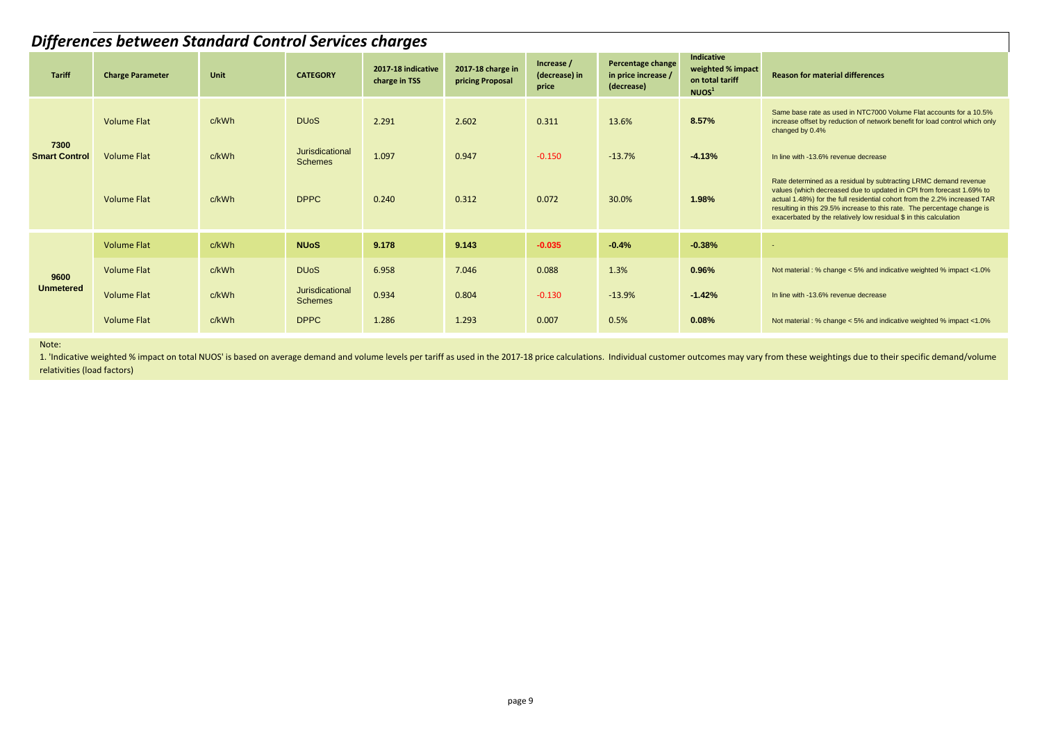## *Differences between Standard Control Services charges*

| Tariff | Charge Parameter | Unit | CATEGORY | 2017-18 indicative charge in TSS | 2017-18 charge in pricing Proposal | Increase / (decrease) in price | Percentage change in price increase / (decrease) | Indicative weighted % impact on total tariff NUOS[1] | Reason for material differences |
|---|---|---|---|---|---|---|---|---|---|
| 7300 Smart Control | Volume Flat | c/kWh | DUoS | 2.291 | 2.602 | 0.311 | 13.6% | 8.57% | Same base rate as used in NTC7000 Volume Flat accounts for a 10.5% increase offset by reduction of network benefit for load control which only changed by 0.4% |
| | Volume Flat | c/kWh | Jurisdicational Schemes | 1.097 | 0.947 | -0.150 | -13.7% | -4.13% | In line with -13.6% revenue decrease |
| | Volume Flat | c/kWh | DPPC | 0.240 | 0.312 | 0.072 | 30.0% | 1.98% | Rate determined as a residual by subtracting LRMC demand revenue values (which decreased due to updated in CPI from forecast 1.69% to actual 1.48%) for the full residential cohort from the 2.2% increased TAR resulting in this 29.5% increase to this rate. The percentage change is exacerbated by the relatively low residual $ in this calculation |
| 9600 Unmetered | Volume Flat | c/kWh | **NUoS** | **9.178** | **9.143** | **-0.035** | **-0.4%** | **-0.38%** | - |
| | Volume Flat | c/kWh | DUoS | 6.958 | 7.046 | 0.088 | 1.3% | 0.96% | Not material : % change < 5% and indicative weighted % impact <1.0% |
| | Volume Flat | c/kWh | Jurisdicational Schemes | 0.934 | 0.804 | -0.130 | -13.9% | -1.42% | In line with -13.6% revenue decrease |
| | Volume Flat | c/kWh | DPPC | 1.286 | 1.293 | 0.007 | 0.5% | 0.08% | Not material : % change < 5% and indicative weighted % impact <1.0% |

Note:

1. 'Indicative weighted % impact on total NUOS' is based on average demand and volume levels per tariff as used in the 2017-18 price calculations. Individual customer outcomes may vary from these weightings due to their specific demand/volume relativities (load factors)